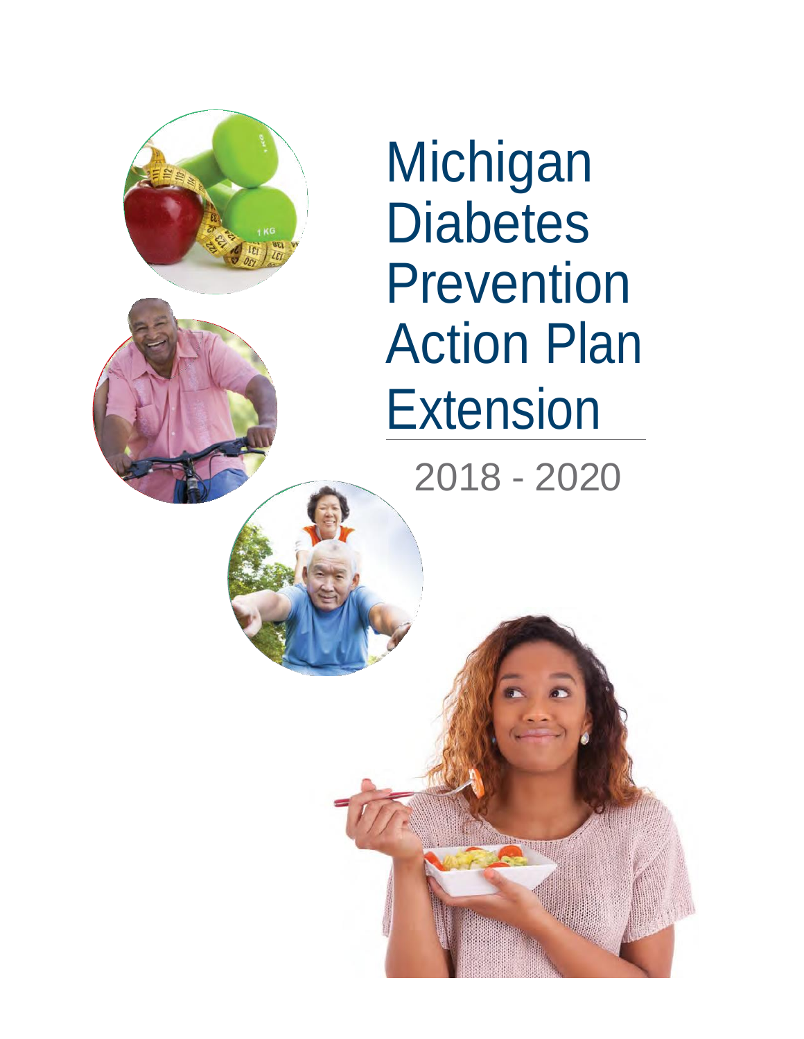# Michigan Diabetes Prevention Action Plan Extension

2018 - 2020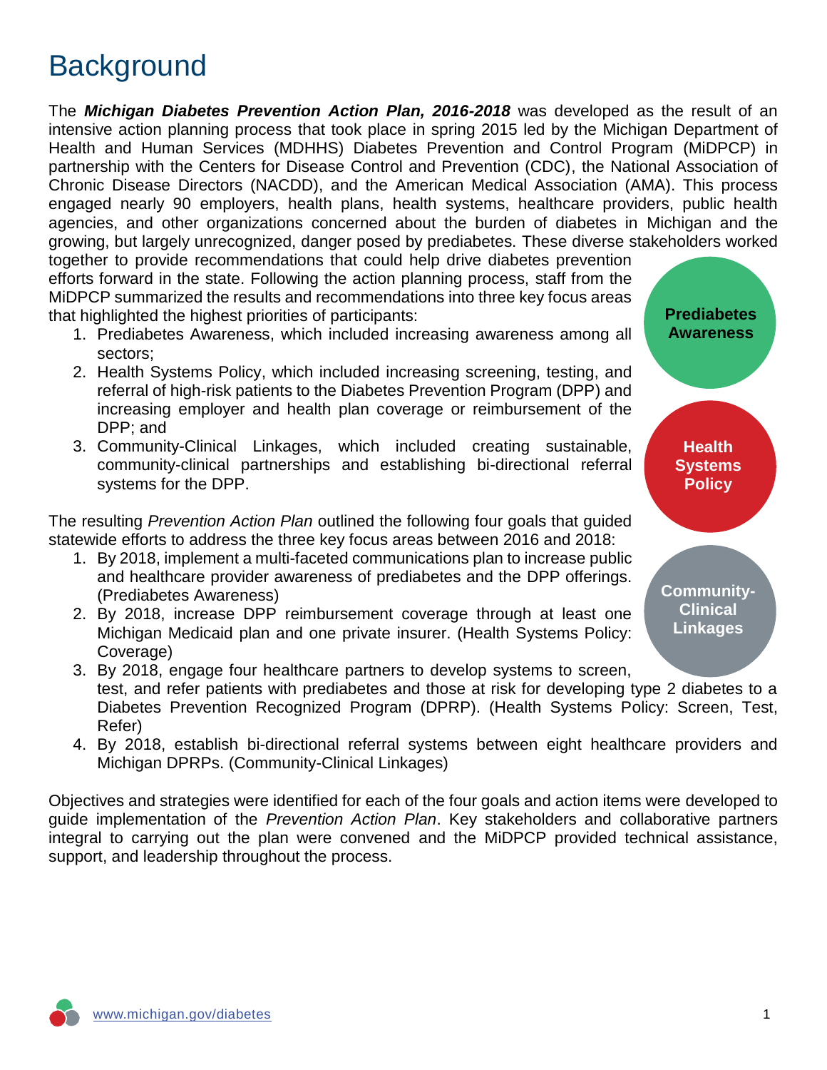# Background

The ***Michigan Diabetes Prevention Action Plan, 2016-2018*** was developed as the result of an intensive action planning process that took place in spring 2015 led by the Michigan Department of Health and Human Services (MDHHS) Diabetes Prevention and Control Program (MiDPCP) in partnership with the Centers for Disease Control and Prevention (CDC), the National Association of Chronic Disease Directors (NACDD), and the American Medical Association (AMA). This process engaged nearly 90 employers, health plans, health systems, healthcare providers, public health agencies, and other organizations concerned about the burden of diabetes in Michigan and the growing, but largely unrecognized, danger posed by prediabetes. These diverse stakeholders worked together to provide recommendations that could help drive diabetes prevention efforts forward in the state. Following the action planning process, staff from the MiDPCP summarized the results and recommendations into three key focus areas that highlighted the highest priorities of participants:

1. Prediabetes Awareness, which included increasing awareness among all sectors;
2. Health Systems Policy, which included increasing screening, testing, and referral of high-risk patients to the Diabetes Prevention Program (DPP) and increasing employer and health plan coverage or reimbursement of the DPP; and
3. Community-Clinical Linkages, which included creating sustainable, community-clinical partnerships and establishing bi-directional referral systems for the DPP.

**Prediabetes Awareness**

**Health Systems Policy**

**Community-Clinical Linkages**

The resulting *Prevention Action Plan* outlined the following four goals that guided statewide efforts to address the three key focus areas between 2016 and 2018:

1. By 2018, implement a multi-faceted communications plan to increase public and healthcare provider awareness of prediabetes and the DPP offerings. (Prediabetes Awareness)
2. By 2018, increase DPP reimbursement coverage through at least one Michigan Medicaid plan and one private insurer. (Health Systems Policy: Coverage)
3. By 2018, engage four healthcare partners to develop systems to screen, test, and refer patients with prediabetes and those at risk for developing type 2 diabetes to a Diabetes Prevention Recognized Program (DPRP). (Health Systems Policy: Screen, Test, Refer)
4. By 2018, establish bi-directional referral systems between eight healthcare providers and Michigan DPRPs. (Community-Clinical Linkages)

Objectives and strategies were identified for each of the four goals and action items were developed to guide implementation of the *Prevention Action Plan*. Key stakeholders and collaborative partners integral to carrying out the plan were convened and the MiDPCP provided technical assistance, support, and leadership throughout the process.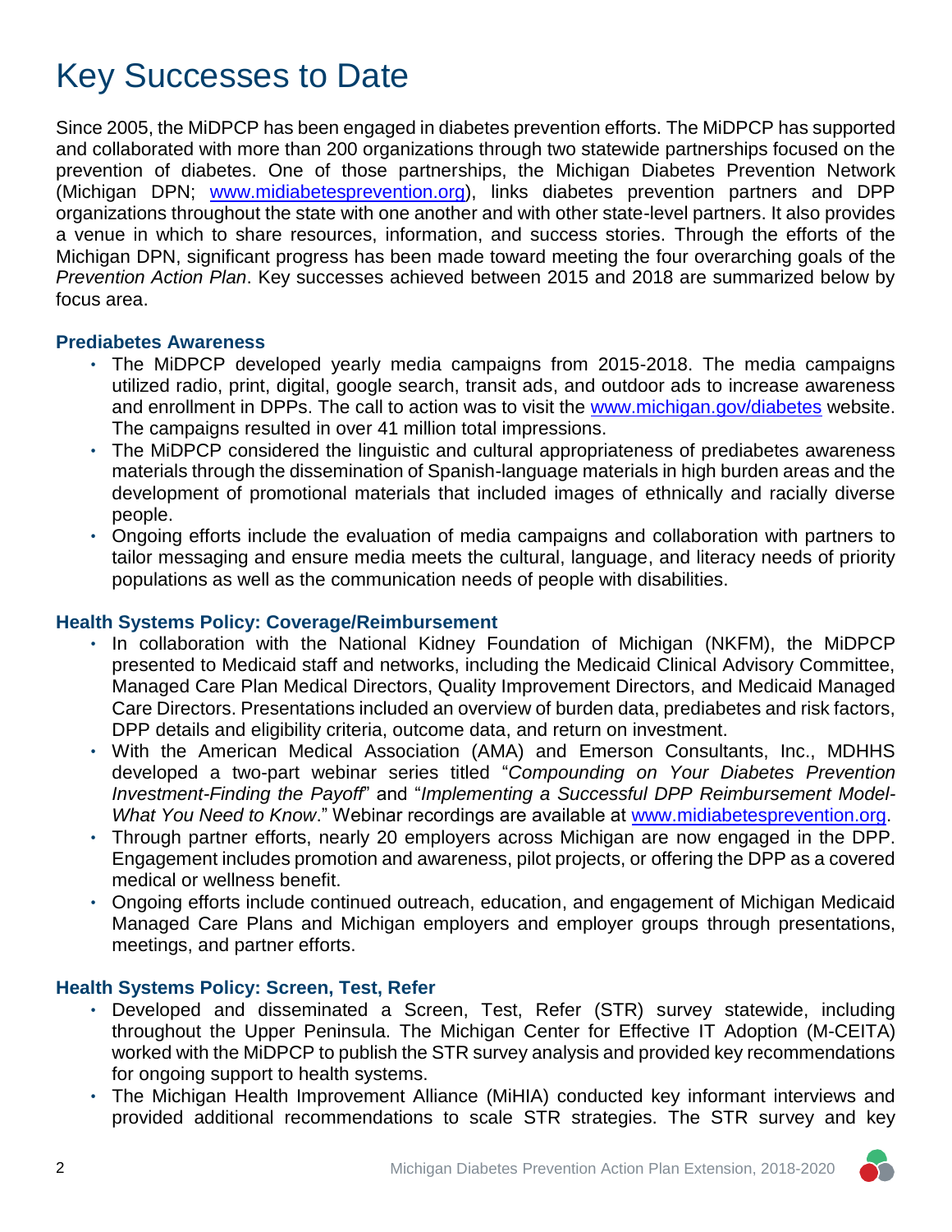# Key Successes to Date

Since 2005, the MiDPCP has been engaged in diabetes prevention efforts. The MiDPCP has supported and collaborated with more than 200 organizations through two statewide partnerships focused on the prevention of diabetes. One of those partnerships, the Michigan Diabetes Prevention Network (Michigan DPN; [www.midiabetesprevention.org](http://www.midiabetesprevention.org)), links diabetes prevention partners and DPP organizations throughout the state with one another and with other state-level partners. It also provides a venue in which to share resources, information, and success stories. Through the efforts of the Michigan DPN, significant progress has been made toward meeting the four overarching goals of the *Prevention Action Plan*. Key successes achieved between 2015 and 2018 are summarized below by focus area.

### Prediabetes Awareness

- The MiDPCP developed yearly media campaigns from 2015-2018. The media campaigns utilized radio, print, digital, google search, transit ads, and outdoor ads to increase awareness and enrollment in DPPs. The call to action was to visit the [www.michigan.gov/diabetes](http://www.michigan.gov/diabetes) website. The campaigns resulted in over 41 million total impressions.
- The MiDPCP considered the linguistic and cultural appropriateness of prediabetes awareness materials through the dissemination of Spanish-language materials in high burden areas and the development of promotional materials that included images of ethnically and racially diverse people.
- Ongoing efforts include the evaluation of media campaigns and collaboration with partners to tailor messaging and ensure media meets the cultural, language, and literacy needs of priority populations as well as the communication needs of people with disabilities.

### Health Systems Policy: Coverage/Reimbursement

- In collaboration with the National Kidney Foundation of Michigan (NKFM), the MiDPCP presented to Medicaid staff and networks, including the Medicaid Clinical Advisory Committee, Managed Care Plan Medical Directors, Quality Improvement Directors, and Medicaid Managed Care Directors. Presentations included an overview of burden data, prediabetes and risk factors, DPP details and eligibility criteria, outcome data, and return on investment.
- With the American Medical Association (AMA) and Emerson Consultants, Inc., MDHHS developed a two-part webinar series titled "*Compounding on Your Diabetes Prevention Investment-Finding the Payoff*" and "*Implementing a Successful DPP Reimbursement Model-What You Need to Know*." Webinar recordings are available at [www.midiabetesprevention.org](http://www.midiabetesprevention.org).
- Through partner efforts, nearly 20 employers across Michigan are now engaged in the DPP. Engagement includes promotion and awareness, pilot projects, or offering the DPP as a covered medical or wellness benefit.
- Ongoing efforts include continued outreach, education, and engagement of Michigan Medicaid Managed Care Plans and Michigan employers and employer groups through presentations, meetings, and partner efforts.

### Health Systems Policy: Screen, Test, Refer

- Developed and disseminated a Screen, Test, Refer (STR) survey statewide, including throughout the Upper Peninsula. The Michigan Center for Effective IT Adoption (M-CEITA) worked with the MiDPCP to publish the STR survey analysis and provided key recommendations for ongoing support to health systems.
- The Michigan Health Improvement Alliance (MiHIA) conducted key informant interviews and provided additional recommendations to scale STR strategies. The STR survey and key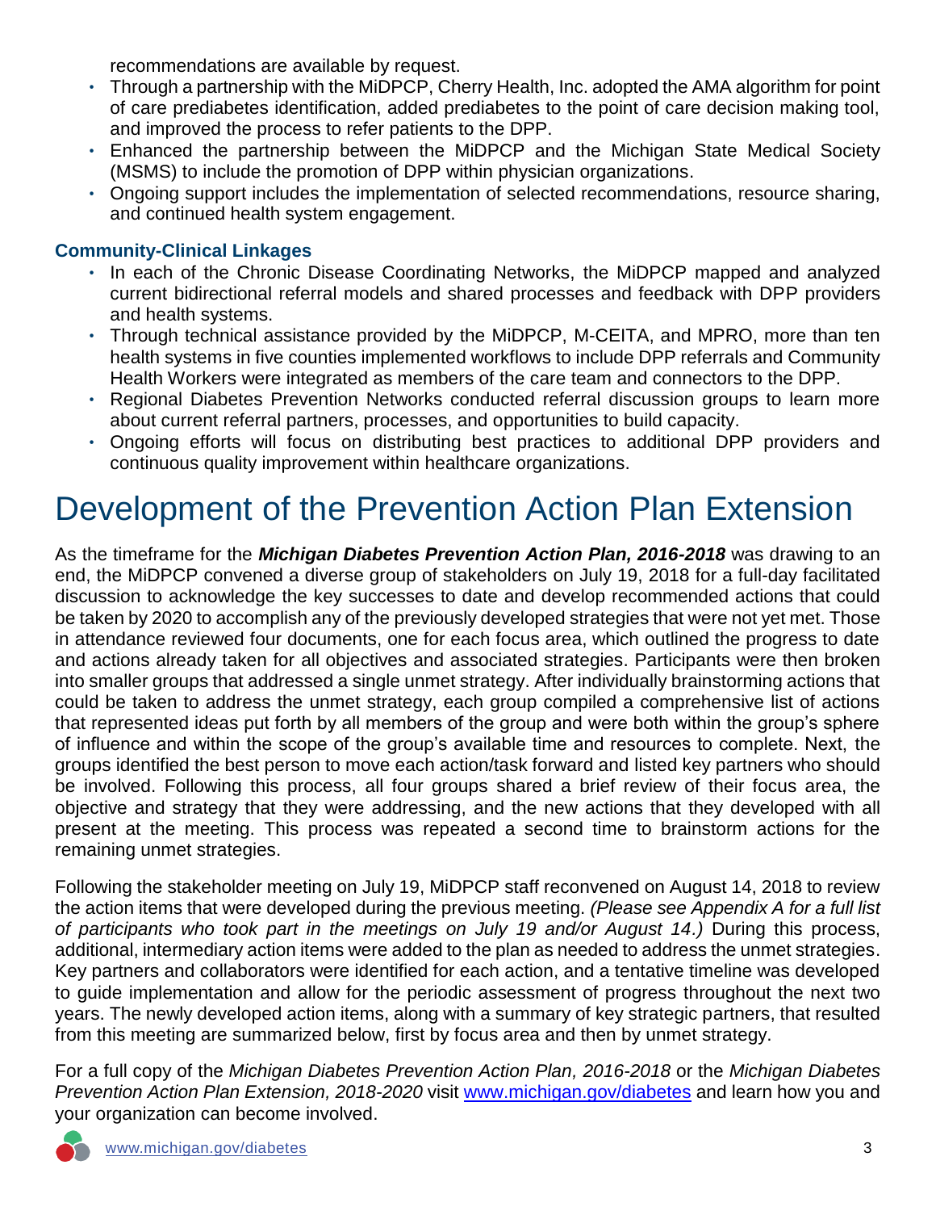recommendations are available by request.

- Through a partnership with the MiDPCP, Cherry Health, Inc. adopted the AMA algorithm for point of care prediabetes identification, added prediabetes to the point of care decision making tool, and improved the process to refer patients to the DPP.
- Enhanced the partnership between the MiDPCP and the Michigan State Medical Society (MSMS) to include the promotion of DPP within physician organizations.
- Ongoing support includes the implementation of selected recommendations, resource sharing, and continued health system engagement.

### Community-Clinical Linkages

- In each of the Chronic Disease Coordinating Networks, the MiDPCP mapped and analyzed current bidirectional referral models and shared processes and feedback with DPP providers and health systems.
- Through technical assistance provided by the MiDPCP, M-CEITA, and MPRO, more than ten health systems in five counties implemented workflows to include DPP referrals and Community Health Workers were integrated as members of the care team and connectors to the DPP.
- Regional Diabetes Prevention Networks conducted referral discussion groups to learn more about current referral partners, processes, and opportunities to build capacity.
- Ongoing efforts will focus on distributing best practices to additional DPP providers and continuous quality improvement within healthcare organizations.

# Development of the Prevention Action Plan Extension

As the timeframe for the ***Michigan Diabetes Prevention Action Plan, 2016-2018*** was drawing to an end, the MiDPCP convened a diverse group of stakeholders on July 19, 2018 for a full-day facilitated discussion to acknowledge the key successes to date and develop recommended actions that could be taken by 2020 to accomplish any of the previously developed strategies that were not yet met. Those in attendance reviewed four documents, one for each focus area, which outlined the progress to date and actions already taken for all objectives and associated strategies. Participants were then broken into smaller groups that addressed a single unmet strategy. After individually brainstorming actions that could be taken to address the unmet strategy, each group compiled a comprehensive list of actions that represented ideas put forth by all members of the group and were both within the group's sphere of influence and within the scope of the group's available time and resources to complete. Next, the groups identified the best person to move each action/task forward and listed key partners who should be involved. Following this process, all four groups shared a brief review of their focus area, the objective and strategy that they were addressing, and the new actions that they developed with all present at the meeting. This process was repeated a second time to brainstorm actions for the remaining unmet strategies.

Following the stakeholder meeting on July 19, MiDPCP staff reconvened on August 14, 2018 to review the action items that were developed during the previous meeting. *(Please see Appendix A for a full list of participants who took part in the meetings on July 19 and/or August 14.)* During this process, additional, intermediary action items were added to the plan as needed to address the unmet strategies. Key partners and collaborators were identified for each action, and a tentative timeline was developed to guide implementation and allow for the periodic assessment of progress throughout the next two years. The newly developed action items, along with a summary of key strategic partners, that resulted from this meeting are summarized below, first by focus area and then by unmet strategy.

For a full copy of the *Michigan Diabetes Prevention Action Plan, 2016-2018* or the *Michigan Diabetes Prevention Action Plan Extension, 2018-2020* visit www.michigan.gov/diabetes and learn how you and your organization can become involved.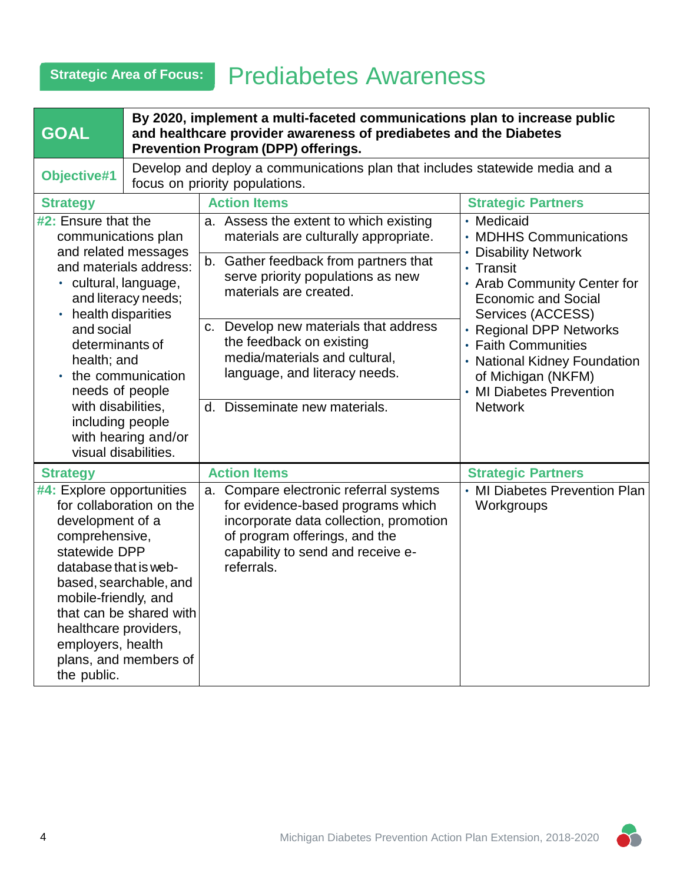## Strategic Area of Focus: Prediabetes Awareness

| GOAL | By 2020, implement a multi-faceted communications plan to increase public and healthcare provider awareness of prediabetes and the Diabetes Prevention Program (DPP) offerings. |
|---|---|
| **Objective#1** | Develop and deploy a communications plan that includes statewide media and a focus on priority populations. |

| Strategy | Action Items | Strategic Partners |
|---|---|---|
| **#2:** Ensure that the communications plan and related messages and materials address: <br>• cultural, language, and literacy needs; <br>• health disparities and social determinants of health; and <br>• the communication needs of people with disabilities, including people with hearing and/or visual disabilities. | a. Assess the extent to which existing materials are culturally appropriate. <br><br>b. Gather feedback from partners that serve priority populations as new materials are created. <br><br>c. Develop new materials that address the feedback on existing media/materials and cultural, language, and literacy needs. <br><br>d. Disseminate new materials. | • Medicaid <br>• MDHHS Communications <br>• Disability Network <br>• Transit <br>• Arab Community Center for Economic and Social Services (ACCESS) <br>• Regional DPP Networks <br>• Faith Communities <br>• National Kidney Foundation of Michigan (NKFM) <br>• MI Diabetes Prevention Network |

| Strategy | Action Items | Strategic Partners |
|---|---|---|
| **#4:** Explore opportunities for collaboration on the development of a comprehensive, statewide DPP database that is web-based, searchable, and mobile-friendly, and that can be shared with healthcare providers, employers, health plans, and members of the public. | a. Compare electronic referral systems for evidence-based programs which incorporate data collection, promotion of program offerings, and the capability to send and receive e-referrals. | • MI Diabetes Prevention Plan Workgroups |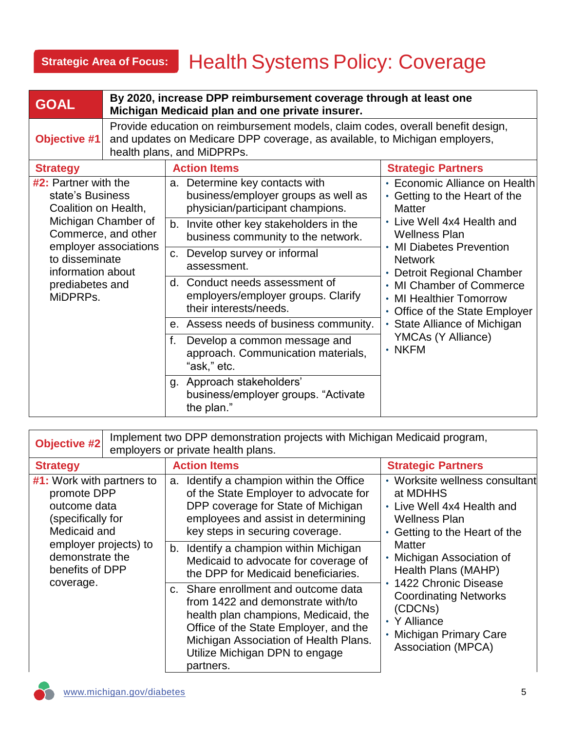## Strategic Area of Focus: Health Systems Policy: Coverage

| GOAL | By 2020, increase DPP reimbursement coverage through at least one Michigan Medicaid plan and one private insurer. | |
|---|---|---|
| **Objective #1** | Provide education on reimbursement models, claim codes, overall benefit design, and updates on Medicare DPP coverage, as available, to Michigan employers, health plans, and MiDPRPs. | |
| **Strategy** | **Action Items** | **Strategic Partners** |
| **#2:** Partner with the state's Business Coalition on Health, Michigan Chamber of Commerce, and other employer associations to disseminate information about prediabetes and MiDPRPs. | a. Determine key contacts with business/employer groups as well as physician/participant champions.<br>b. Invite other key stakeholders in the business community to the network.<br>c. Develop survey or informal assessment.<br>d. Conduct needs assessment of employers/employer groups. Clarify their interests/needs.<br>e. Assess needs of business community.<br>f. Develop a common message and approach. Communication materials, "ask," etc.<br>g. Approach stakeholders' business/employer groups. "Activate the plan." | • Economic Alliance on Health<br>• Getting to the Heart of the Matter<br>• Live Well 4x4 Health and Wellness Plan<br>• MI Diabetes Prevention Network<br>• Detroit Regional Chamber<br>• MI Chamber of Commerce<br>• MI Healthier Tomorrow<br>• Office of the State Employer<br>• State Alliance of Michigan YMCAs (Y Alliance)<br>• NKFM |

| **Objective #2** | Implement two DPP demonstration projects with Michigan Medicaid program, employers or private health plans. | |
|---|---|---|
| **Strategy** | **Action Items** | **Strategic Partners** |
| **#1:** Work with partners to promote DPP outcome data (specifically for Medicaid and employer projects) to demonstrate the benefits of DPP coverage. | a. Identify a champion within the Office of the State Employer to advocate for DPP coverage for State of Michigan employees and assist in determining key steps in securing coverage.<br>b. Identify a champion within Michigan Medicaid to advocate for coverage of the DPP for Medicaid beneficiaries.<br>c. Share enrollment and outcome data from 1422 and demonstrate with/to health plan champions, Medicaid, the Office of the State Employer, and the Michigan Association of Health Plans. Utilize Michigan DPN to engage partners. | • Worksite wellness consultant at MDHHS<br>• Live Well 4x4 Health and Wellness Plan<br>• Getting to the Heart of the Matter<br>• Michigan Association of Health Plans (MAHP)<br>• 1422 Chronic Disease Coordinating Networks (CDCNs)<br>• Y Alliance<br>• Michigan Primary Care Association (MPCA) |

www.michigan.gov/diabetes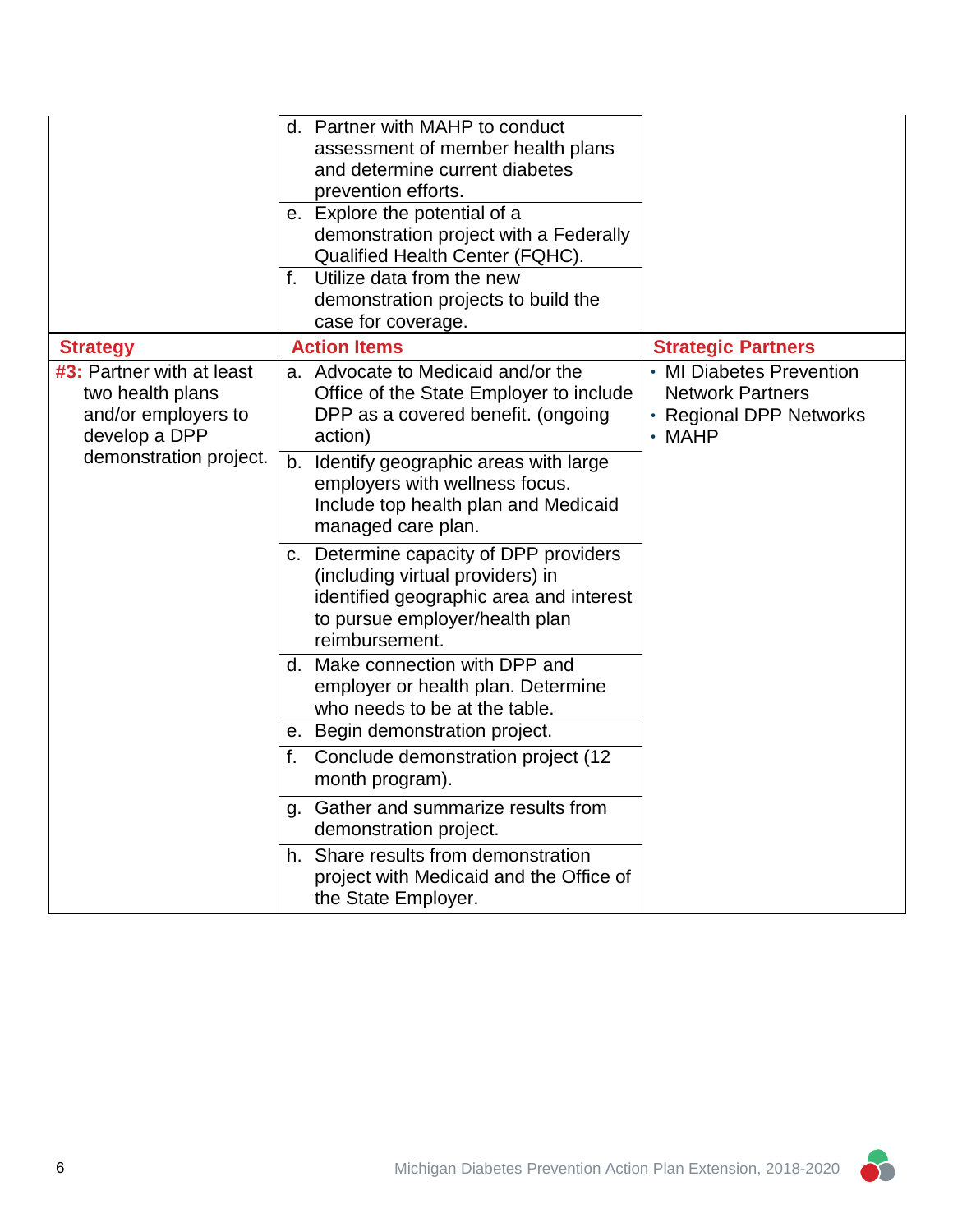| | | |
|---|---|---|
| | d. Partner with MAHP to conduct assessment of member health plans and determine current diabetes prevention efforts. | |
| | e. Explore the potential of a demonstration project with a Federally Qualified Health Center (FQHC). | |
| | f. Utilize data from the new demonstration projects to build the case for coverage. | |

| Strategy | Action Items | Strategic Partners |
|---|---|---|
| **#3:** Partner with at least two health plans and/or employers to develop a DPP demonstration project. | a. Advocate to Medicaid and/or the Office of the State Employer to include DPP as a covered benefit. (ongoing action) | • MI Diabetes Prevention Network Partners<br>• Regional DPP Networks<br>• MAHP |
| | b. Identify geographic areas with large employers with wellness focus. Include top health plan and Medicaid managed care plan. | |
| | c. Determine capacity of DPP providers (including virtual providers) in identified geographic area and interest to pursue employer/health plan reimbursement. | |
| | d. Make connection with DPP and employer or health plan. Determine who needs to be at the table. | |
| | e. Begin demonstration project. | |
| | f. Conclude demonstration project (12 month program). | |
| | g. Gather and summarize results from demonstration project. | |
| | h. Share results from demonstration project with Medicaid and the Office of the State Employer. | |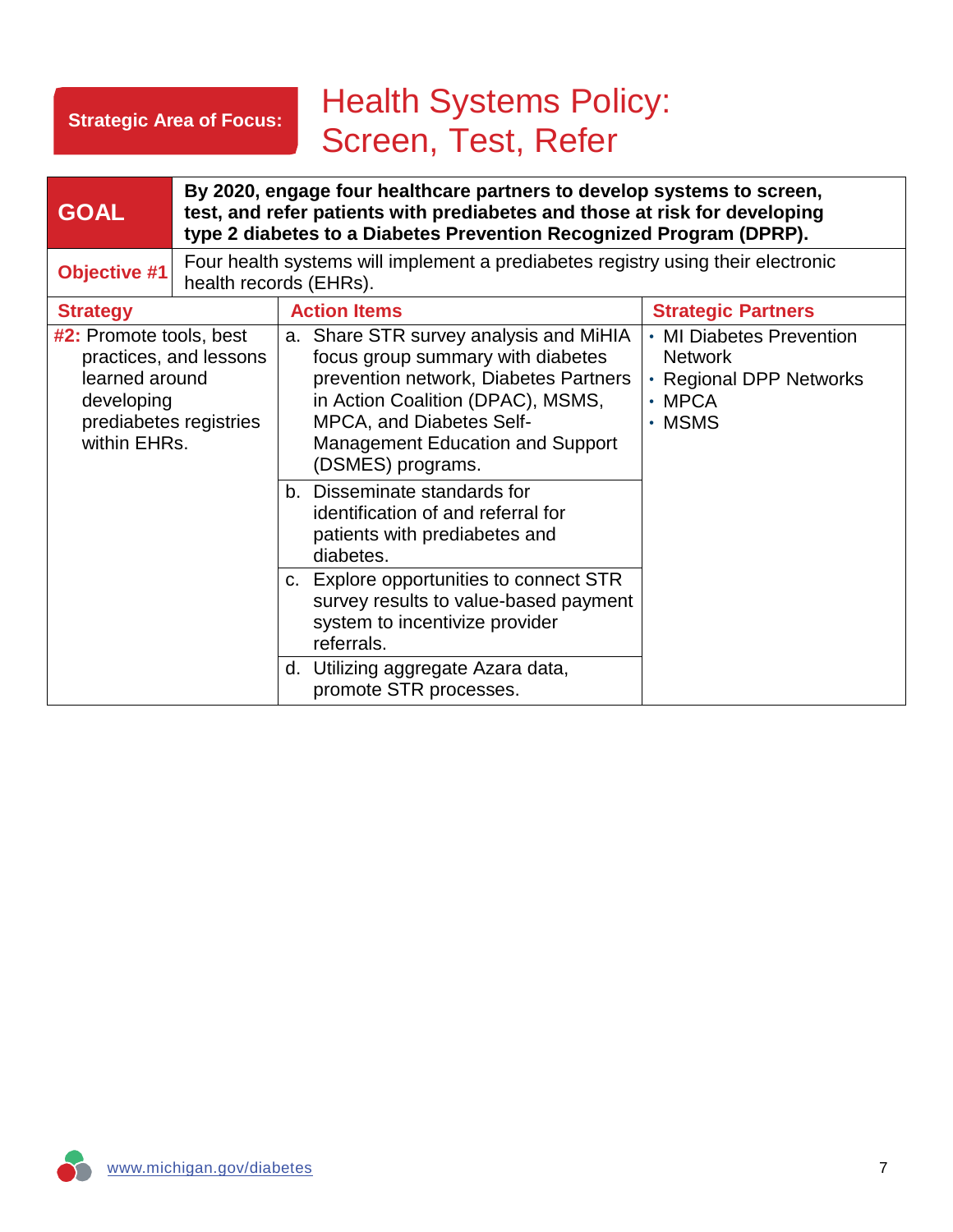**Strategic Area of Focus:**

# Health Systems Policy: Screen, Test, Refer

| **GOAL** | **By 2020, engage four healthcare partners to develop systems to screen, test, and refer patients with prediabetes and those at risk for developing type 2 diabetes to a Diabetes Prevention Recognized Program (DPRP).** |
| --- | --- |
| **Objective #1** | Four health systems will implement a prediabetes registry using their electronic health records (EHRs). |

| Strategy | Action Items | Strategic Partners |
| --- | --- | --- |
| **#2:** Promote tools, best practices, and lessons learned around developing prediabetes registries within EHRs. | a. Share STR survey analysis and MiHIA focus group summary with diabetes prevention network, Diabetes Partners in Action Coalition (DPAC), MSMS, MPCA, and Diabetes Self-Management Education and Support (DSMES) programs. | • MI Diabetes Prevention Network<br>• Regional DPP Networks<br>• MPCA<br>• MSMS |
| | b. Disseminate standards for identification of and referral for patients with prediabetes and diabetes. | |
| | c. Explore opportunities to connect STR survey results to value-based payment system to incentivize provider referrals. | |
| | d. Utilizing aggregate Azara data, promote STR processes. | |

www.michigan.gov/diabetes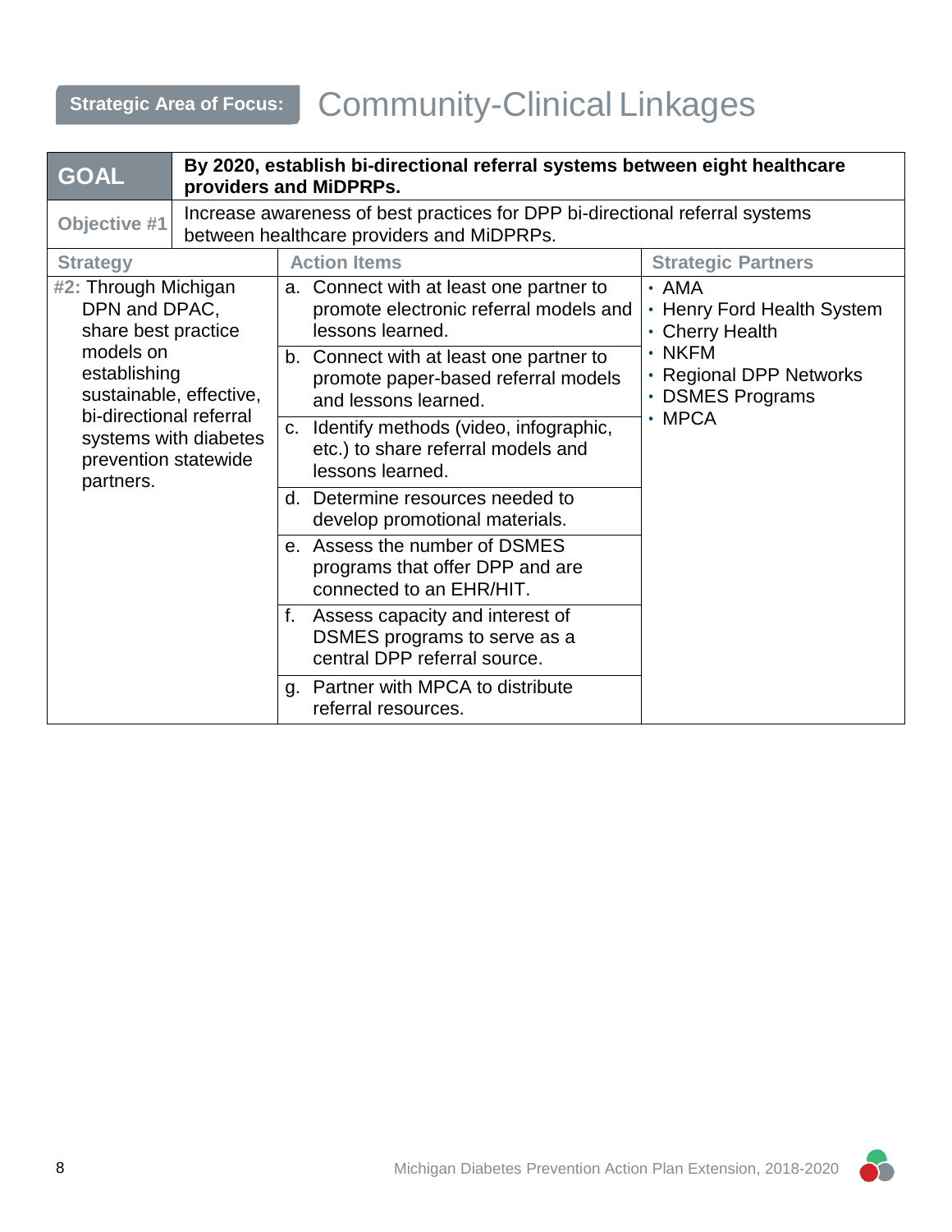## Strategic Area of Focus: Community-Clinical Linkages

| **GOAL** | **By 2020, establish bi-directional referral systems between eight healthcare providers and MiDPRPs.** | |
|---|---|---|
| **Objective #1** | Increase awareness of best practices for DPP bi-directional referral systems between healthcare providers and MiDPRPs. | |
| **Strategy** | **Action Items** | **Strategic Partners** |
| **#2:** Through Michigan DPN and DPAC, share best practice models on establishing sustainable, effective, bi-directional referral systems with diabetes prevention statewide partners. | a. Connect with at least one partner to promote electronic referral models and lessons learned. | • AMA<br>• Henry Ford Health System<br>• Cherry Health<br>• NKFM<br>• Regional DPP Networks<br>• DSMES Programs<br>• MPCA |
| | b. Connect with at least one partner to promote paper-based referral models and lessons learned. | |
| | c. Identify methods (video, infographic, etc.) to share referral models and lessons learned. | |
| | d. Determine resources needed to develop promotional materials. | |
| | e. Assess the number of DSMES programs that offer DPP and are connected to an EHR/HIT. | |
| | f. Assess capacity and interest of DSMES programs to serve as a central DPP referral source. | |
| | g. Partner with MPCA to distribute referral resources. | |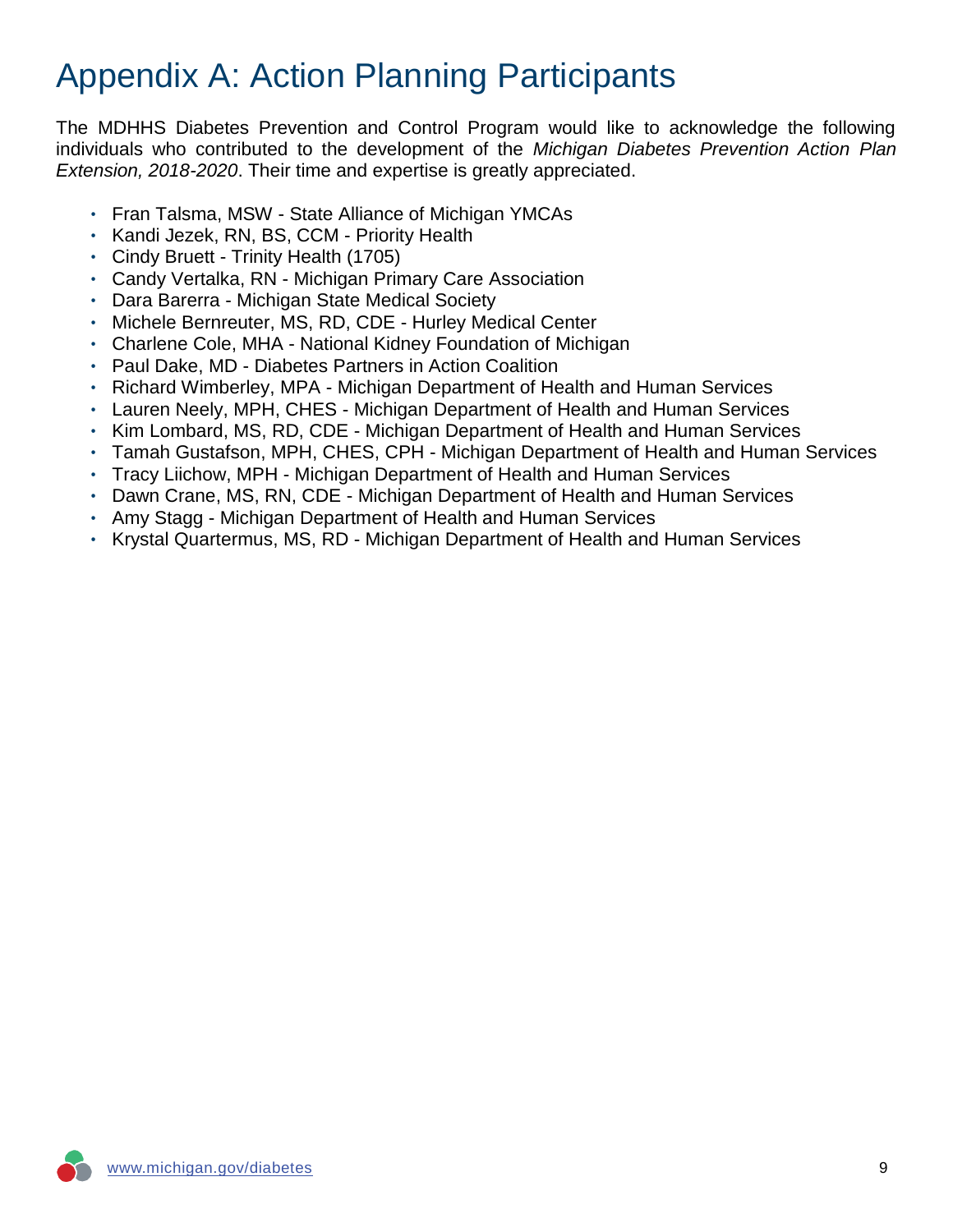# Appendix A: Action Planning Participants

The MDHHS Diabetes Prevention and Control Program would like to acknowledge the following individuals who contributed to the development of the *Michigan Diabetes Prevention Action Plan Extension, 2018-2020*. Their time and expertise is greatly appreciated.

- Fran Talsma, MSW - State Alliance of Michigan YMCAs
- Kandi Jezek, RN, BS, CCM - Priority Health
- Cindy Bruett - Trinity Health (1705)
- Candy Vertalka, RN - Michigan Primary Care Association
- Dara Barerra - Michigan State Medical Society
- Michele Bernreuter, MS, RD, CDE - Hurley Medical Center
- Charlene Cole, MHA - National Kidney Foundation of Michigan
- Paul Dake, MD - Diabetes Partners in Action Coalition
- Richard Wimberley, MPA - Michigan Department of Health and Human Services
- Lauren Neely, MPH, CHES - Michigan Department of Health and Human Services
- Kim Lombard, MS, RD, CDE - Michigan Department of Health and Human Services
- Tamah Gustafson, MPH, CHES, CPH - Michigan Department of Health and Human Services
- Tracy Liichow, MPH - Michigan Department of Health and Human Services
- Dawn Crane, MS, RN, CDE - Michigan Department of Health and Human Services
- Amy Stagg - Michigan Department of Health and Human Services
- Krystal Quartermus, MS, RD - Michigan Department of Health and Human Services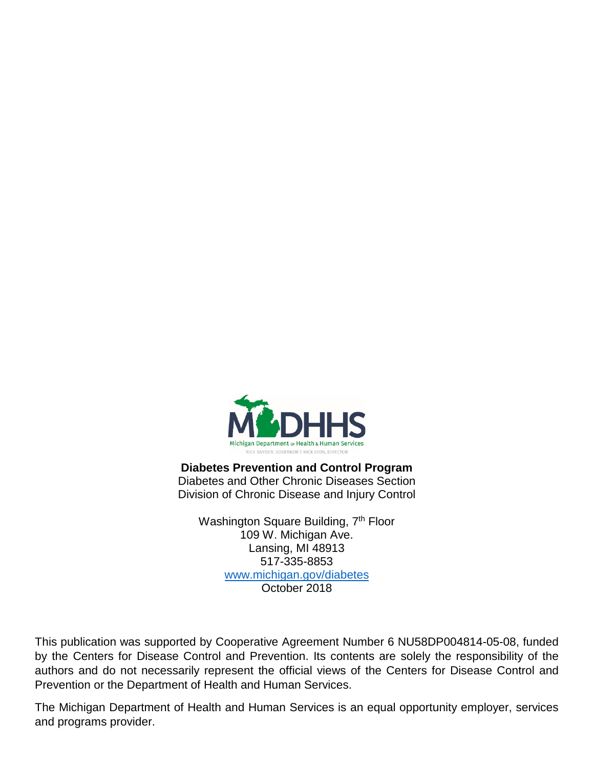MDHHS

Michigan Department of Health & Human Services

RICK SNYDER, GOVERNOR | NICK LYON, DIRECTOR

**Diabetes Prevention and Control Program**

Diabetes and Other Chronic Diseases Section

Division of Chronic Disease and Injury Control

Washington Square Building, 7th Floor

109 W. Michigan Ave.

Lansing, MI 48913

517-335-8853

www.michigan.gov/diabetes

October 2018

This publication was supported by Cooperative Agreement Number 6 NU58DP004814-05-08, funded by the Centers for Disease Control and Prevention. Its contents are solely the responsibility of the authors and do not necessarily represent the official views of the Centers for Disease Control and Prevention or the Department of Health and Human Services.

The Michigan Department of Health and Human Services is an equal opportunity employer, services and programs provider.